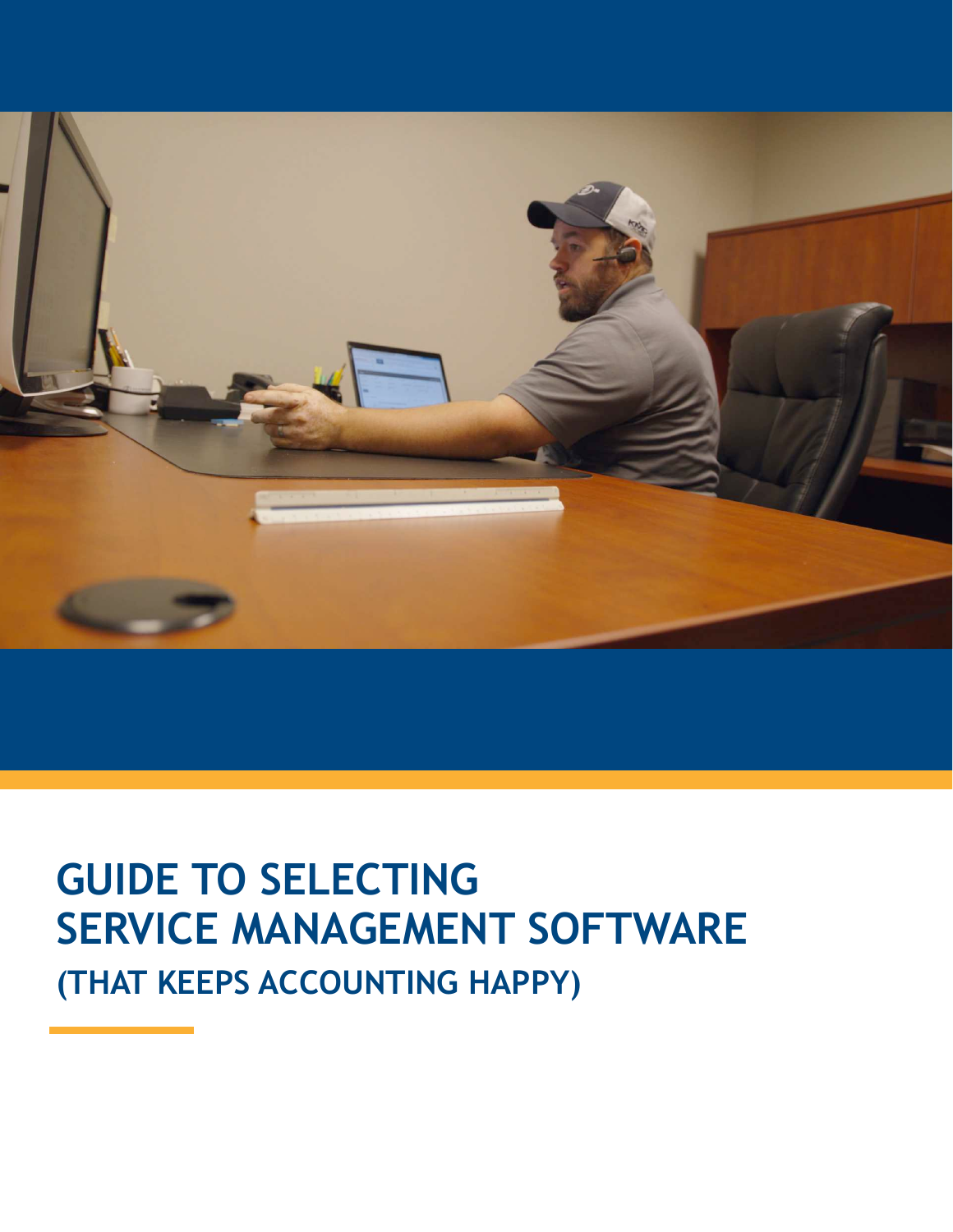# GUIDE TO SELECTING SERVICE MANAGEMENT SOFTWARE

## (THAT KEEPS ACCOUNTING HAPPY)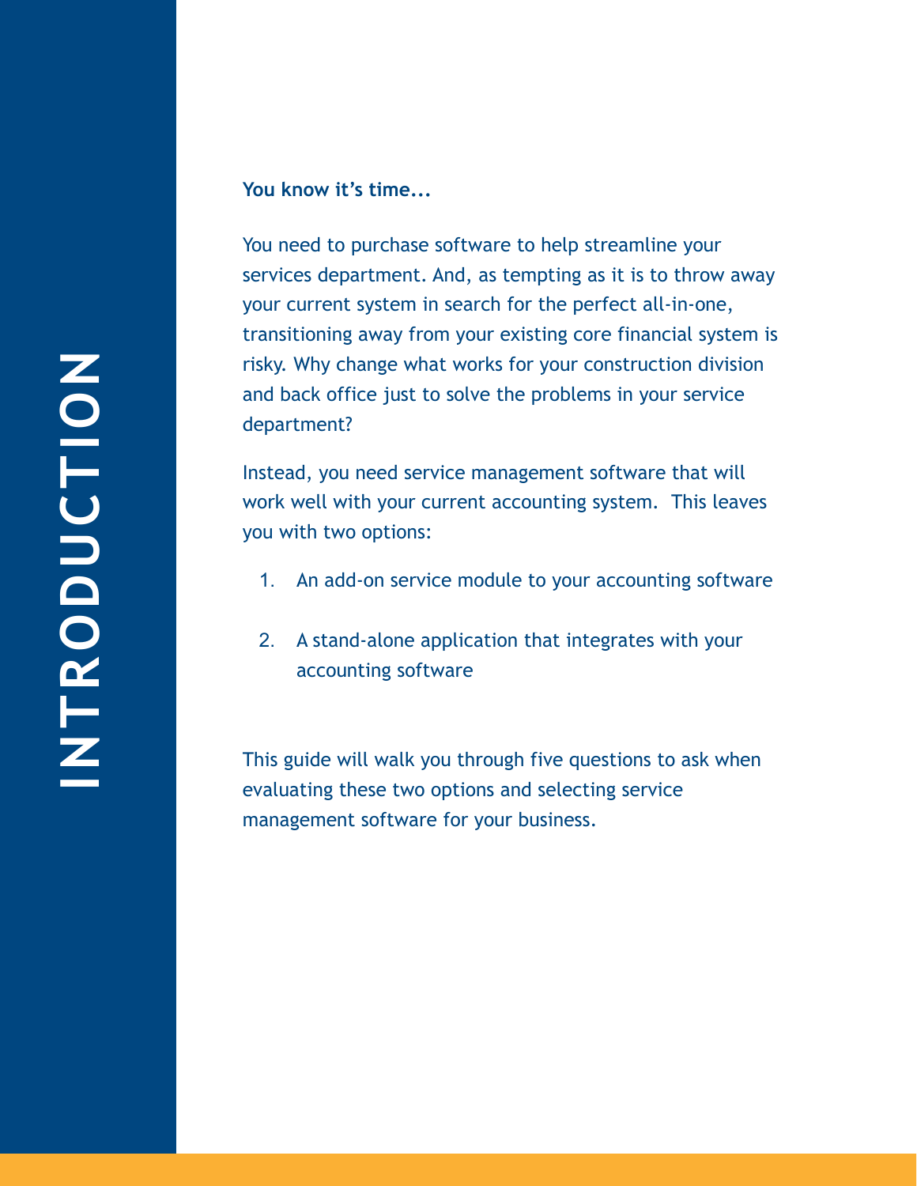# INTRODUCTION

**You know it's time...**

You need to purchase software to help streamline your services department. And, as tempting as it is to throw away your current system in search for the perfect all-in-one, transitioning away from your existing core financial system is risky. Why change what works for your construction division and back office just to solve the problems in your service department?

Instead, you need service management software that will work well with your current accounting system. This leaves you with two options:

1. An add-on service module to your accounting software
2. A stand-alone application that integrates with your accounting software

This guide will walk you through five questions to ask when evaluating these two options and selecting service management software for your business.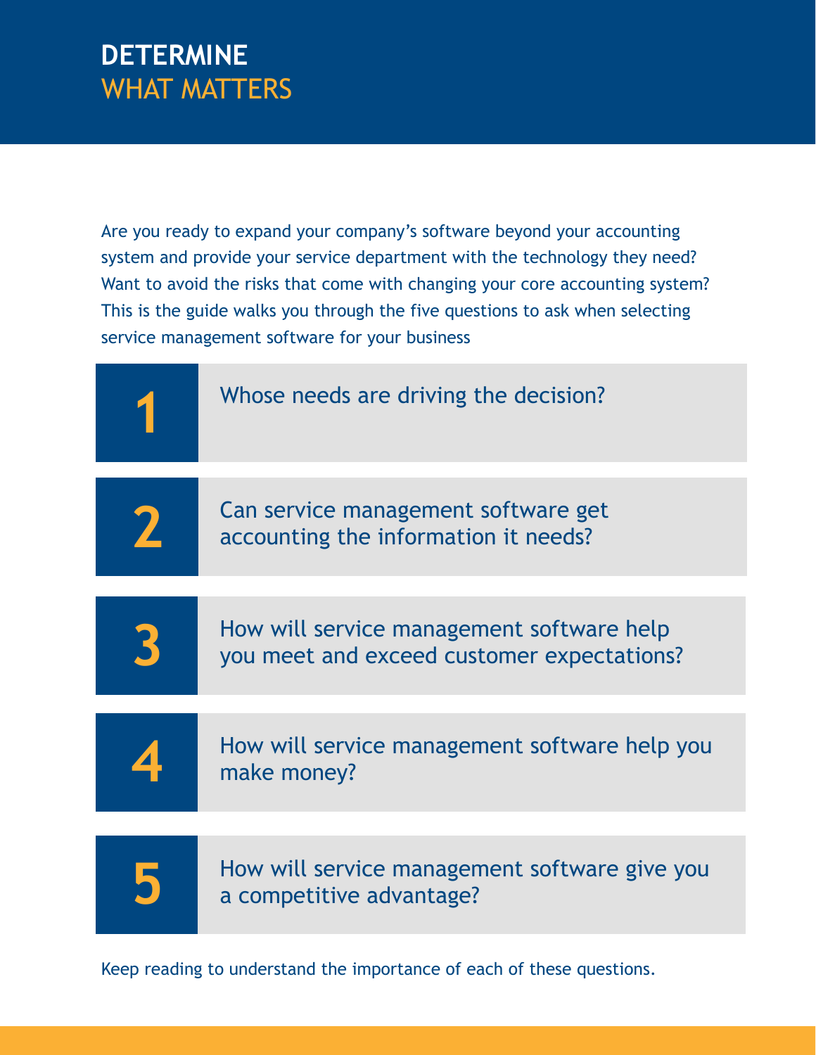# DETERMINE WHAT MATTERS

Are you ready to expand your company's software beyond your accounting system and provide your service department with the technology they need? Want to avoid the risks that come with changing your core accounting system? This is the guide walks you through the five questions to ask when selecting service management software for your business

1. Whose needs are driving the decision?
2. Can service management software get accounting the information it needs?
3. How will service management software help you meet and exceed customer expectations?
4. How will service management software help you make money?
5. How will service management software give you a competitive advantage?

Keep reading to understand the importance of each of these questions.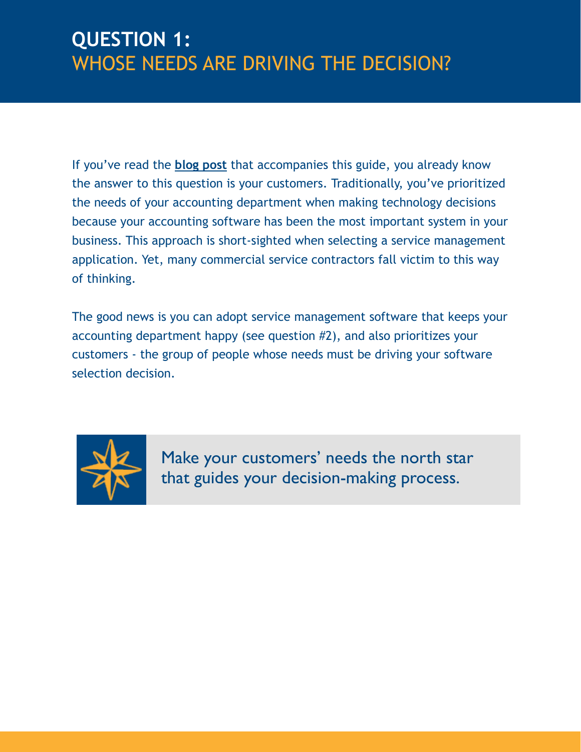# QUESTION 1:
## WHOSE NEEDS ARE DRIVING THE DECISION?

If you've read the **blog post** that accompanies this guide, you already know the answer to this question is your customers. Traditionally, you've prioritized the needs of your accounting department when making technology decisions because your accounting software has been the most important system in your business. This approach is short-sighted when selecting a service management application. Yet, many commercial service contractors fall victim to this way of thinking.

The good news is you can adopt service management software that keeps your accounting department happy (see question #2), and also prioritizes your customers - the group of people whose needs must be driving your software selection decision.

> Make your customers' needs the north star that guides your decision-making process.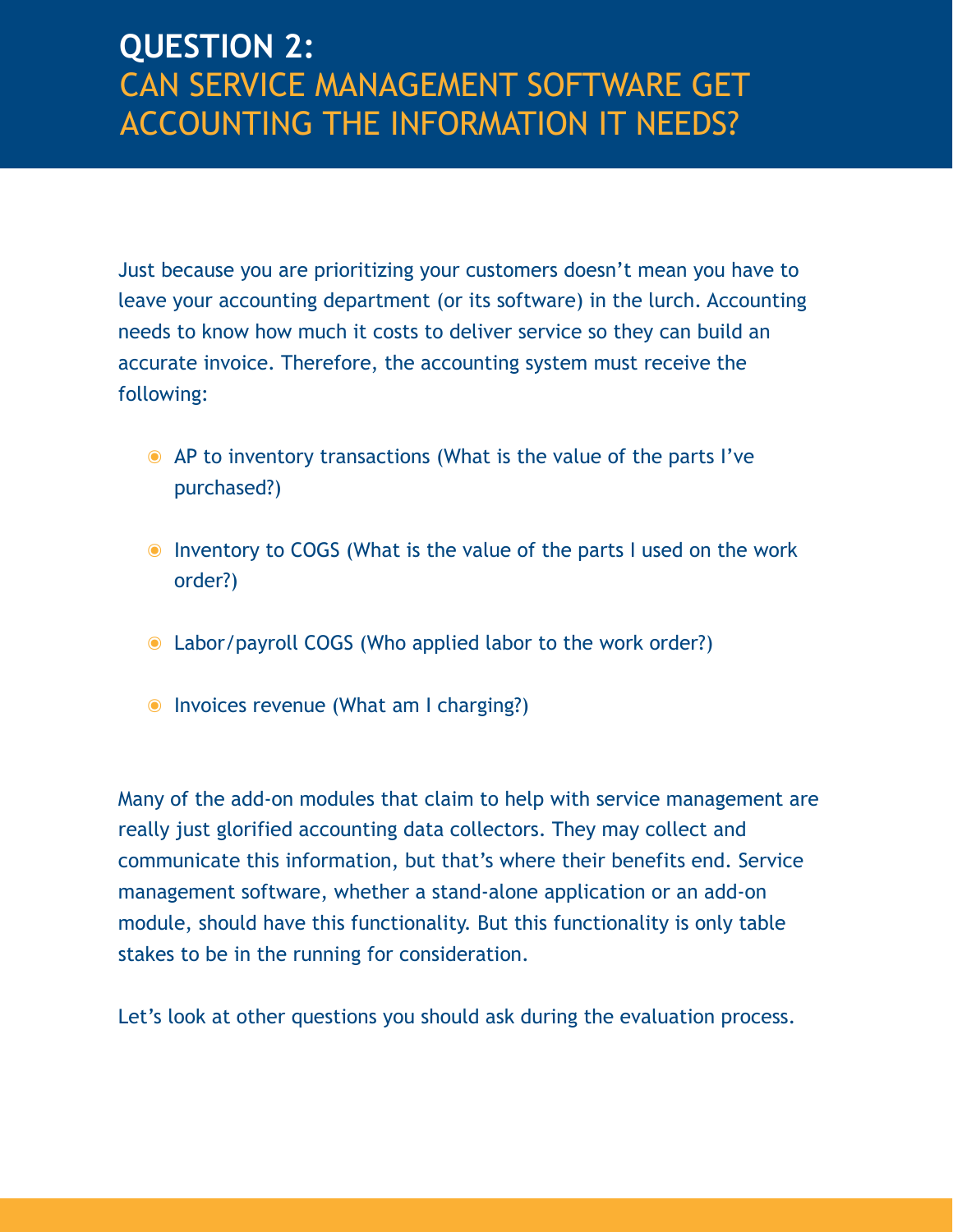## QUESTION 2:
## CAN SERVICE MANAGEMENT SOFTWARE GET ACCOUNTING THE INFORMATION IT NEEDS?

Just because you are prioritizing your customers doesn't mean you have to leave your accounting department (or its software) in the lurch. Accounting needs to know how much it costs to deliver service so they can build an accurate invoice. Therefore, the accounting system must receive the following:

- AP to inventory transactions (What is the value of the parts I've purchased?)
- Inventory to COGS (What is the value of the parts I used on the work order?)
- Labor/payroll COGS (Who applied labor to the work order?)
- Invoices revenue (What am I charging?)

Many of the add-on modules that claim to help with service management are really just glorified accounting data collectors. They may collect and communicate this information, but that's where their benefits end. Service management software, whether a stand-alone application or an add-on module, should have this functionality. But this functionality is only table stakes to be in the running for consideration.

Let's look at other questions you should ask during the evaluation process.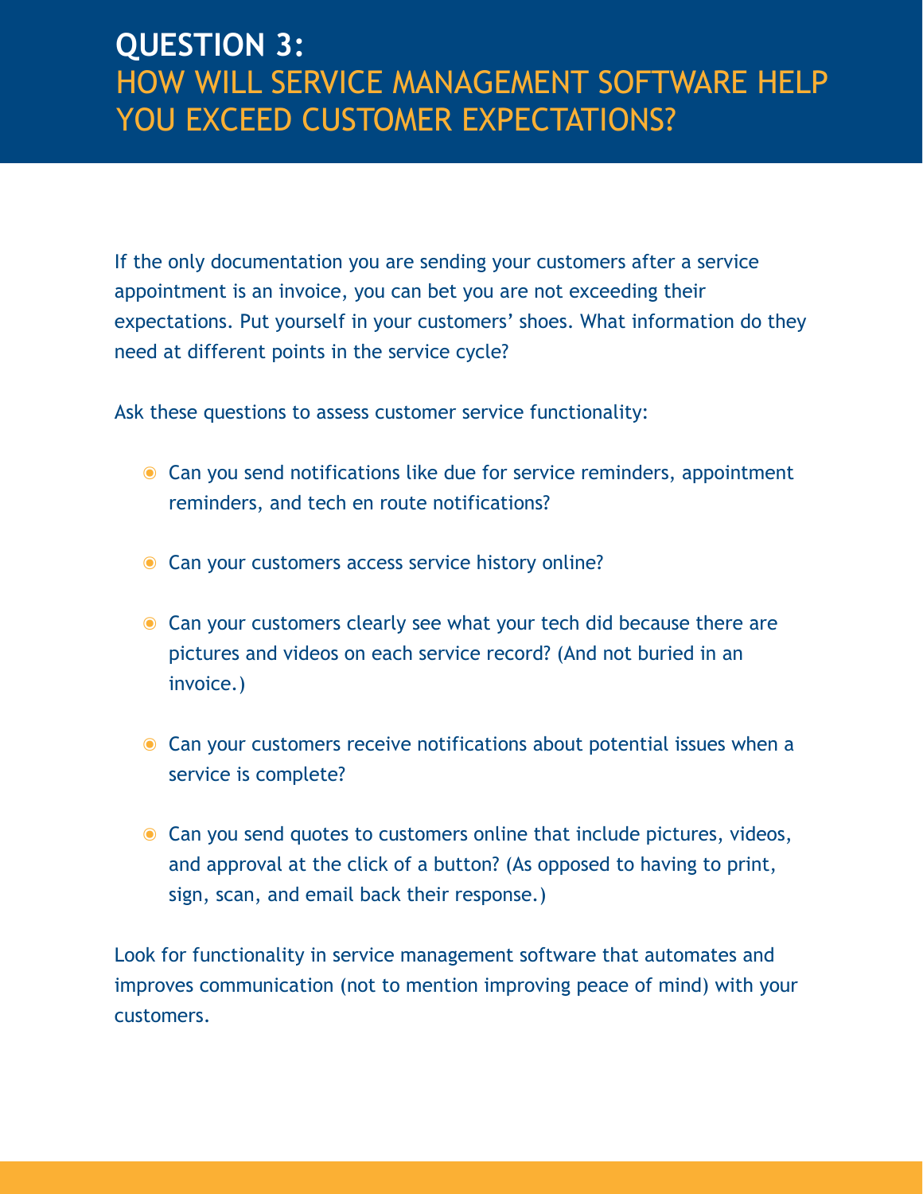# QUESTION 3:
## HOW WILL SERVICE MANAGEMENT SOFTWARE HELP YOU EXCEED CUSTOMER EXPECTATIONS?

If the only documentation you are sending your customers after a service appointment is an invoice, you can bet you are not exceeding their expectations. Put yourself in your customers' shoes. What information do they need at different points in the service cycle?

Ask these questions to assess customer service functionality:

- Can you send notifications like due for service reminders, appointment reminders, and tech en route notifications?
- Can your customers access service history online?
- Can your customers clearly see what your tech did because there are pictures and videos on each service record? (And not buried in an invoice.)
- Can your customers receive notifications about potential issues when a service is complete?
- Can you send quotes to customers online that include pictures, videos, and approval at the click of a button? (As opposed to having to print, sign, scan, and email back their response.)

Look for functionality in service management software that automates and improves communication (not to mention improving peace of mind) with your customers.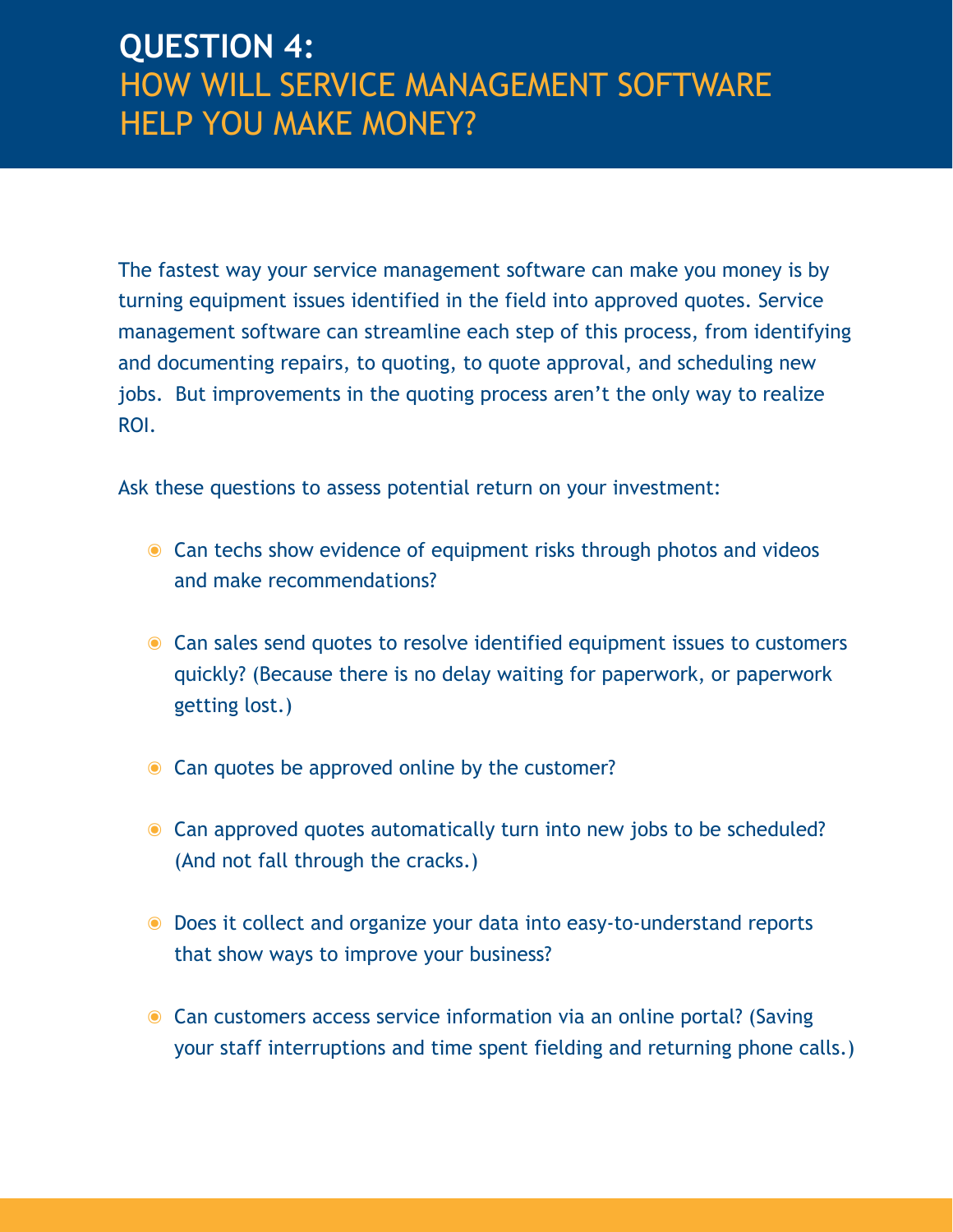# QUESTION 4: HOW WILL SERVICE MANAGEMENT SOFTWARE HELP YOU MAKE MONEY?

The fastest way your service management software can make you money is by turning equipment issues identified in the field into approved quotes. Service management software can streamline each step of this process, from identifying and documenting repairs, to quoting, to quote approval, and scheduling new jobs.  But improvements in the quoting process aren't the only way to realize ROI.

Ask these questions to assess potential return on your investment:

- Can techs show evidence of equipment risks through photos and videos and make recommendations?
- Can sales send quotes to resolve identified equipment issues to customers quickly? (Because there is no delay waiting for paperwork, or paperwork getting lost.)
- Can quotes be approved online by the customer?
- Can approved quotes automatically turn into new jobs to be scheduled? (And not fall through the cracks.)
- Does it collect and organize your data into easy-to-understand reports that show ways to improve your business?
- Can customers access service information via an online portal? (Saving your staff interruptions and time spent fielding and returning phone calls.)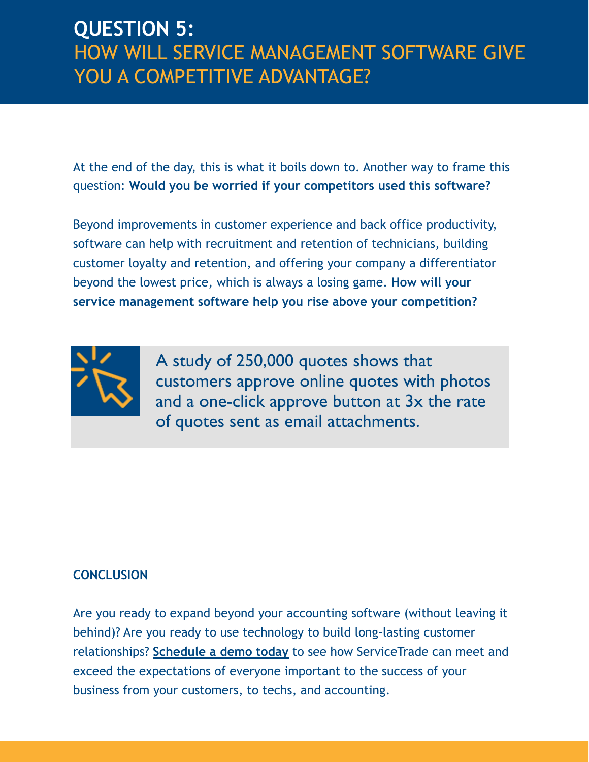# QUESTION 5:
## HOW WILL SERVICE MANAGEMENT SOFTWARE GIVE YOU A COMPETITIVE ADVANTAGE?

At the end of the day, this is what it boils down to. Another way to frame this question: **Would you be worried if your competitors used this software?**

Beyond improvements in customer experience and back office productivity, software can help with recruitment and retention of technicians, building customer loyalty and retention, and offering your company a differentiator beyond the lowest price, which is always a losing game. **How will your service management software help you rise above your competition?**

> A study of 250,000 quotes shows that customers approve online quotes with photos and a one-click approve button at 3x the rate of quotes sent as email attachments.

**CONCLUSION**

Are you ready to expand beyond your accounting software (without leaving it behind)? Are you ready to use technology to build long-lasting customer relationships? **Schedule a demo today** to see how ServiceTrade can meet and exceed the expectations of everyone important to the success of your business from your customers, to techs, and accounting.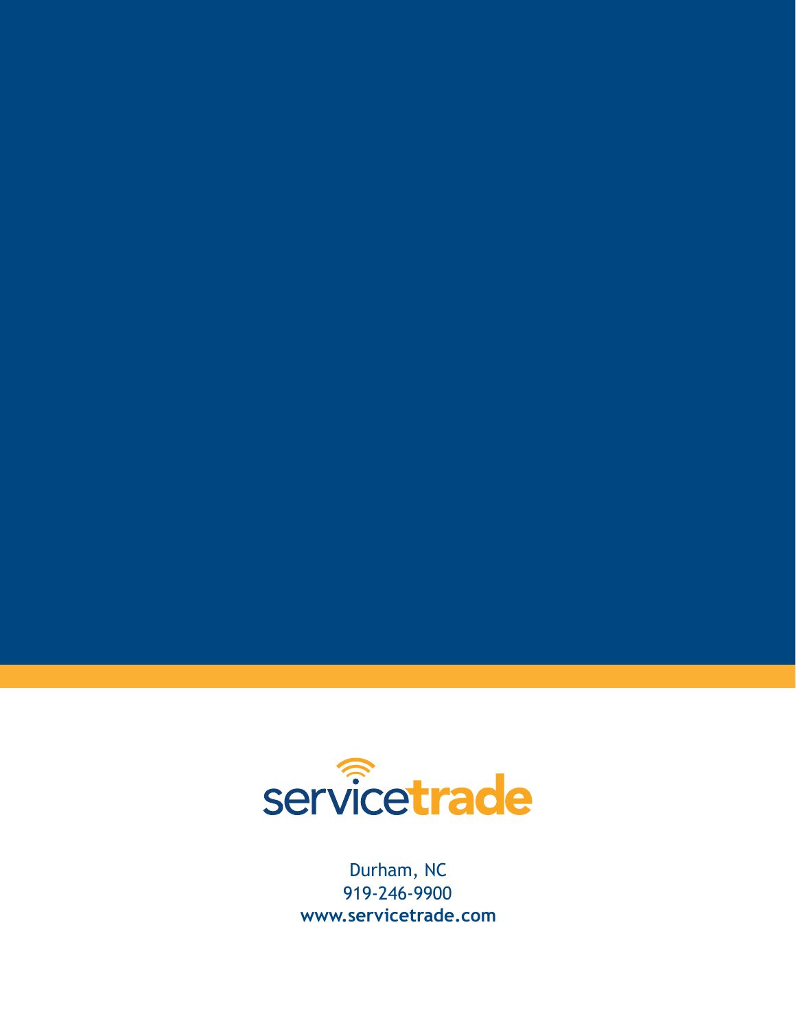servicetrade

Durham, NC
919-246-9900
**www.servicetrade.com**